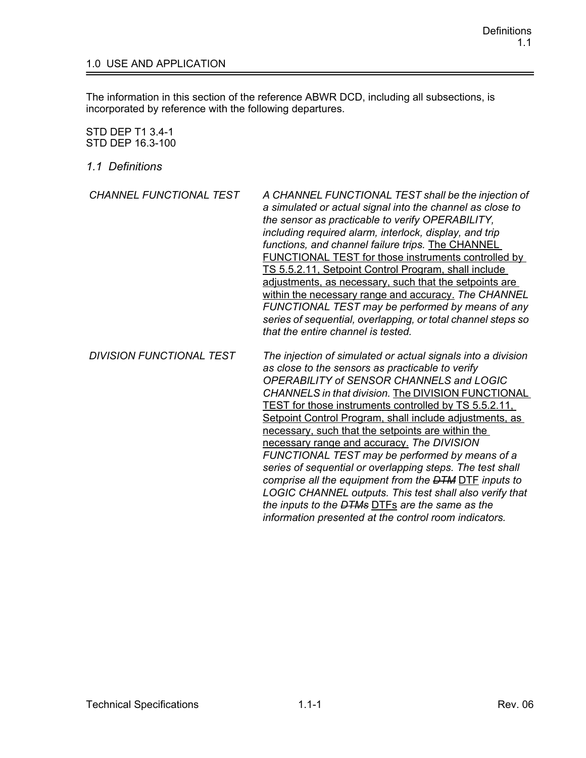## 1.0 USE AND APPLICATION

The information in this section of the reference ABWR DCD, including all subsections, is incorporated by reference with the following departures.

STD DEP T1 3.4-1
STD DEP 16.3-100

### *1.1 Definitions*

| | |
|---|---|
| *CHANNEL FUNCTIONAL TEST* | *A CHANNEL FUNCTIONAL TEST shall be the injection of a simulated or actual signal into the channel as close to the sensor as practicable to verify OPERABILITY, including required alarm, interlock, display, and trip functions, and channel failure trips.* <u>The CHANNEL FUNCTIONAL TEST for those instruments controlled by TS 5.5.2.11, Setpoint Control Program, shall include adjustments, as necessary, such that the setpoints are within the necessary range and accuracy.</u> *The CHANNEL FUNCTIONAL TEST may be performed by means of any series of sequential, overlapping, or total channel steps so that the entire channel is tested.* |
| *DIVISION FUNCTIONAL TEST* | *The injection of simulated or actual signals into a division as close to the sensors as practicable to verify OPERABILITY of SENSOR CHANNELS and LOGIC CHANNELS in that division.* <u>The DIVISION FUNCTIONAL TEST for those instruments controlled by TS 5.5.2.11, Setpoint Control Program, shall include adjustments, as necessary, such that the setpoints are within the necessary range and accuracy.</u> *The DIVISION FUNCTIONAL TEST may be performed by means of a series of sequential or overlapping steps. The test shall comprise all the equipment from the* ~~*DTM*~~ <u>DTF</u> *inputs to LOGIC CHANNEL outputs. This test shall also verify that the inputs to the* ~~*DTMs*~~ <u>DTFs</u> *are the same as the information presented at the control room indicators.* |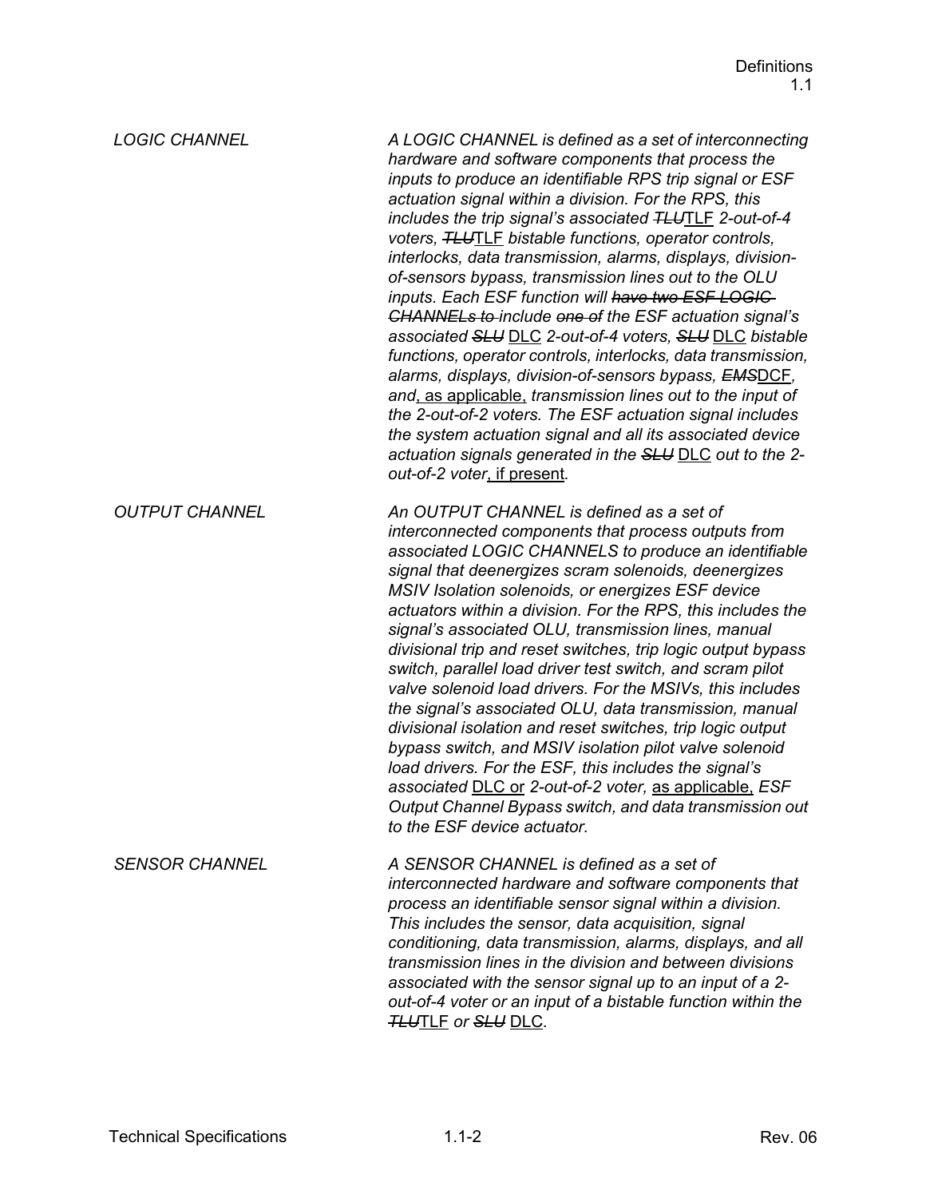*LOGIC CHANNEL*

*A LOGIC CHANNEL is defined as a set of interconnecting hardware and software components that process the inputs to produce an identifiable RPS trip signal or ESF actuation signal within a division. For the RPS, this includes the trip signal's associated ~~TLU~~*<u>TLF</u> *2-out-of-4 voters, ~~TLU~~*<u>TLF</u> *bistable functions, operator controls, interlocks, data transmission, alarms, displays, division-of-sensors bypass, transmission lines out to the OLU inputs. Each ESF function will ~~have two ESF LOGIC CHANNELs to~~ include ~~one of~~ the ESF actuation signal's associated ~~SLU~~* <u>DLC</u> *2-out-of-4 voters, ~~SLU~~* <u>DLC</u> *bistable functions, operator controls, interlocks, data transmission, alarms, displays, division-of-sensors bypass, ~~EMS~~*<u>DCF</u>*, and*<u>, as applicable,</u> *transmission lines out to the input of the 2-out-of-2 voters. The ESF actuation signal includes the system actuation signal and all its associated device actuation signals generated in the ~~SLU~~* <u>DLC</u> *out to the 2-out-of-2 voter*<u>, if present</u>*.*

*OUTPUT CHANNEL*

*An OUTPUT CHANNEL is defined as a set of interconnected components that process outputs from associated LOGIC CHANNELS to produce an identifiable signal that deenergizes scram solenoids, deenergizes MSIV Isolation solenoids, or energizes ESF device actuators within a division. For the RPS, this includes the signal's associated OLU, transmission lines, manual divisional trip and reset switches, trip logic output bypass switch, parallel load driver test switch, and scram pilot valve solenoid load drivers. For the MSIVs, this includes the signal's associated OLU, data transmission, manual divisional isolation and reset switches, trip logic output bypass switch, and MSIV isolation pilot valve solenoid load drivers. For the ESF, this includes the signal's associated* <u>DLC or</u> *2-out-of-2 voter,* <u>as applicable,</u> *ESF Output Channel Bypass switch, and data transmission out to the ESF device actuator.*

*SENSOR CHANNEL*

*A SENSOR CHANNEL is defined as a set of interconnected hardware and software components that process an identifiable sensor signal within a division. This includes the sensor, data acquisition, signal conditioning, data transmission, alarms, displays, and all transmission lines in the division and between divisions associated with the sensor signal up to an input of a 2-out-of-4 voter or an input of a bistable function within the ~~TLU~~*<u>TLF</u> *or ~~SLU~~* <u>DLC</u>*.*